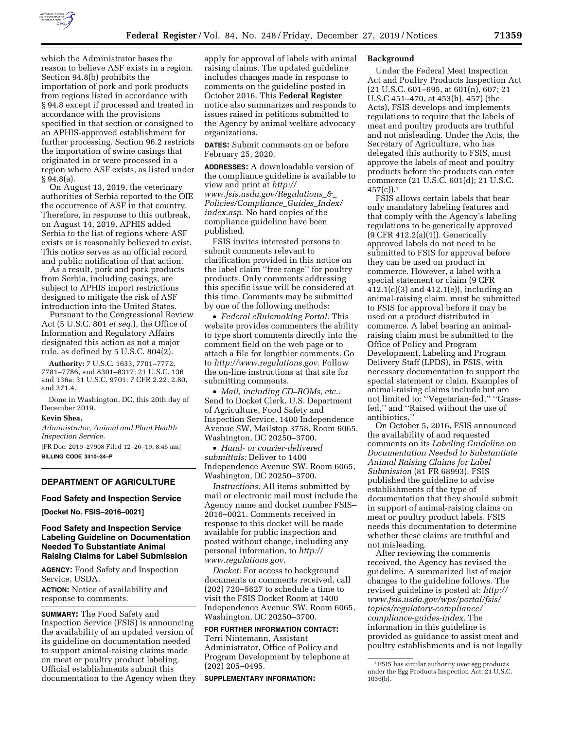which the Administrator bases the reason to believe ASF exists in a region. Section 94.8(b) prohibits the importation of pork and pork products from regions listed in accordance with § 94.8 except if processed and treated in accordance with the provisions specified in that section or consigned to an APHIS-approved establishment for further processing. Section 96.2 restricts the importation of swine casings that originated in or were processed in a region where ASF exists, as listed under § 94.8(a).

On August 13, 2019, the veterinary authorities of Serbia reported to the OIE the occurrence of ASF in that country. Therefore, in response to this outbreak, on August 14, 2019, APHIS added Serbia to the list of regions where ASF exists or is reasonably believed to exist. This notice serves as an official record and public notification of that action.

As a result, pork and pork products from Serbia, including casings, are subject to APHIS import restrictions designed to mitigate the risk of ASF introduction into the United States.

Pursuant to the Congressional Review Act (5 U.S.C. 801 *et seq.*), the Office of Information and Regulatory Affairs designated this action as not a major rule, as defined by 5 U.S.C. 804(2).

**Authority:** 7 U.S.C. 1633, 7701–7772, 7781–7786, and 8301–8317; 21 U.S.C. 136 and 136a; 31 U.S.C. 9701; 7 CFR 2.22, 2.80, and 371.4.

Done in Washington, DC, this 20th day of December 2019.

**Kevin Shea,**

*Administrator, Animal and Plant Health Inspection Service.*

[FR Doc. 2019–27908 Filed 12–26–19; 8:45 am]

**BILLING CODE 3410–34–P**

## DEPARTMENT OF AGRICULTURE

### Food Safety and Inspection Service

**[Docket No. FSIS–2016–0021]**

### Food Safety and Inspection Service Labeling Guideline on Documentation Needed To Substantiate Animal Raising Claims for Label Submission

**AGENCY:** Food Safety and Inspection Service, USDA.

**ACTION:** Notice of availability and response to comments.

**SUMMARY:** The Food Safety and Inspection Service (FSIS) is announcing the availability of an updated version of its guideline on documentation needed to support animal-raising claims made on meat or poultry product labeling. Official establishments submit this documentation to the Agency when they apply for approval of labels with animal raising claims. The updated guideline includes changes made in response to comments on the guideline posted in October 2016. This **Federal Register** notice also summarizes and responds to issues raised in petitions submitted to the Agency by animal welfare advocacy organizations.

**DATES:** Submit comments on or before February 25, 2020.

**ADDRESSES:** A downloadable version of the compliance guideline is available to view and print at *http://www.fsis.usda.gov/Regulations_&_Policies/Compliance_Guides_Index/index.asp.* No hard copies of the compliance guideline have been published.

FSIS invites interested persons to submit comments relevant to clarification provided in this notice on the label claim ''free range'' for poultry products. Only comments addressing this specific issue will be considered at this time. Comments may be submitted by one of the following methods:

- *Federal eRulemaking Portal:* This website provides commenters the ability to type short comments directly into the comment field on the web page or to attach a file for lengthier comments. Go to *http://www.regulations.gov.* Follow the on-line instructions at that site for submitting comments.
- *Mail, including CD–ROMs, etc.:* Send to Docket Clerk, U.S. Department of Agriculture, Food Safety and Inspection Service, 1400 Independence Avenue SW, Mailstop 3758, Room 6065, Washington, DC 20250–3700.
- *Hand- or courier-delivered submittals:* Deliver to 1400 Independence Avenue SW, Room 6065, Washington, DC 20250–3700.

*Instructions:* All items submitted by mail or electronic mail must include the Agency name and docket number FSIS–2016–0021. Comments received in response to this docket will be made available for public inspection and posted without change, including any personal information, to *http://www.regulations.gov.*

*Docket:* For access to background documents or comments received, call (202) 720–5627 to schedule a time to visit the FSIS Docket Room at 1400 Independence Avenue SW, Room 6065, Washington, DC 20250–3700.

**FOR FURTHER INFORMATION CONTACT:** Terri Nintemann, Assistant Administrator, Office of Policy and Program Development by telephone at (202) 205–0495.

**SUPPLEMENTARY INFORMATION:**

**Background**

Under the Federal Meat Inspection Act and Poultry Products Inspection Act (21 U.S.C. 601–695, at 601(n), 607; 21 U.S.C 451–470, at 453(h), 457) (the Acts), FSIS develops and implements regulations to require that the labels of meat and poultry products are truthful and not misleading. Under the Acts, the Secretary of Agriculture, who has delegated this authority to FSIS, must approve the labels of meat and poultry products before the products can enter commerce (21 U.S.C. 601(d); 21 U.S.C. 457(c)).[1]

FSIS allows certain labels that bear only mandatory labeling features and that comply with the Agency's labeling regulations to be generically approved (9 CFR 412.2(a)(1)). Generically approved labels do not need to be submitted to FSIS for approval before they can be used on product in commerce. However, a label with a special statement or claim (9 CFR 412.1(c)(3) and 412.1(e)), including an animal-raising claim, must be submitted to FSIS for approval before it may be used on a product distributed in commerce. A label bearing an animal-raising claim must be submitted to the Office of Policy and Program Development, Labeling and Program Delivery Staff (LPDS), in FSIS, with necessary documentation to support the special statement or claim. Examples of animal-raising claims include but are not limited to: ''Vegetarian-fed,'' ''Grass-fed,'' and ''Raised without the use of antibiotics.''

On October 5, 2016, FSIS announced the availability of and requested comments on its *Labeling Guideline on Documentation Needed to Substantiate Animal Raising Claims for Label Submission* (81 FR 68993). FSIS published the guideline to advise establishments of the type of documentation that they should submit in support of animal-raising claims on meat or poultry product labels. FSIS needs this documentation to determine whether these claims are truthful and not misleading.

After reviewing the comments received, the Agency has revised the guideline. A summarized list of major changes to the guideline follows. The revised guideline is posted at: *http://www.fsis.usda.gov/wps/portal/fsis/topics/regulatory-compliance/compliance-guides-index.* The information in this guideline is provided as guidance to assist meat and poultry establishments and is not legally

[1] FSIS has similar authority over egg products under the Egg Products Inspection Act, 21 U.S.C. 1036(b).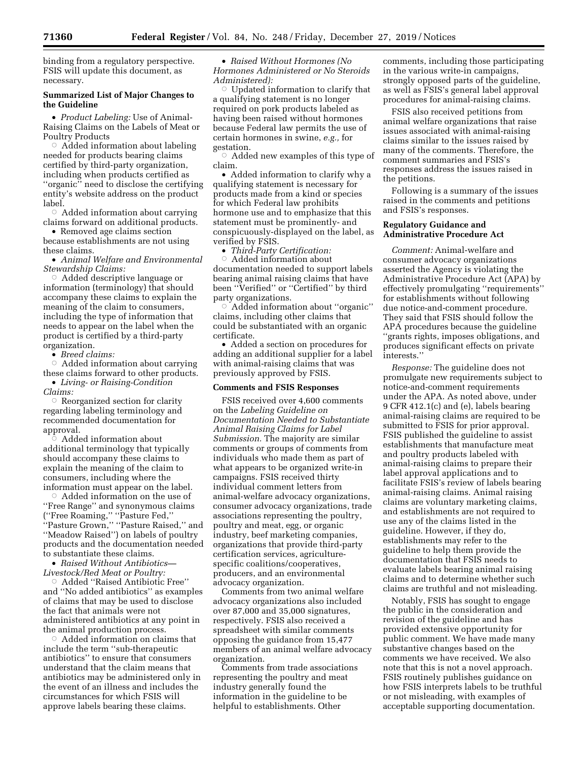binding from a regulatory perspective. FSIS will update this document, as necessary.

**Summarized List of Major Changes to the Guideline**

- *Product Labeling:* Use of Animal-Raising Claims on the Labels of Meat or Poultry Products
  - Added information about labeling needed for products bearing claims certified by third-party organization, including when products certified as ''organic'' need to disclose the certifying entity's website address on the product label.
  - Added information about carrying claims forward on additional products.
- Removed age claims section because establishments are not using these claims.
- *Animal Welfare and Environmental Stewardship Claims:*
  - Added descriptive language or information (terminology) that should accompany these claims to explain the meaning of the claim to consumers, including the type of information that needs to appear on the label when the product is certified by a third-party organization.
- *Breed claims:*
  - Added information about carrying these claims forward to other products.
- *Living- or Raising-Condition Claims:*
  - Reorganized section for clarity regarding labeling terminology and recommended documentation for approval.
  - Added information about additional terminology that typically should accompany these claims to explain the meaning of the claim to consumers, including where the information must appear on the label.
  - Added information on the use of ''Free Range'' and synonymous claims (''Free Roaming,'' ''Pasture Fed,'' ''Pasture Grown,'' ''Pasture Raised,'' and ''Meadow Raised'') on labels of poultry products and the documentation needed to substantiate these claims.
- *Raised Without Antibiotics—Livestock/Red Meat or Poultry:*
  - Added ''Raised Antibiotic Free'' and ''No added antibiotics'' as examples of claims that may be used to disclose the fact that animals were not administered antibiotics at any point in the animal production process.
  - Added information on claims that include the term ''sub-therapeutic antibiotics'' to ensure that consumers understand that the claim means that antibiotics may be administered only in the event of an illness and includes the circumstances for which FSIS will approve labels bearing these claims.
- *Raised Without Hormones (No Hormones Administered or No Steroids Administered):*
  - Updated information to clarify that a qualifying statement is no longer required on pork products labeled as having been raised without hormones because Federal law permits the use of certain hormones in swine, *e.g.,* for gestation.
  - Added new examples of this type of claim.
- Added information to clarify why a qualifying statement is necessary for products made from a kind or species for which Federal law prohibits hormone use and to emphasize that this statement must be prominently- and conspicuously-displayed on the label, as verified by FSIS.
- *Third-Party Certification:*
  - Added information about documentation needed to support labels bearing animal raising claims that have been ''Verified'' or ''Certified'' by third party organizations.
  - Added information about ''organic'' claims, including other claims that could be substantiated with an organic certificate.
- Added a section on procedures for adding an additional supplier for a label with animal-raising claims that was previously approved by FSIS.

**Comments and FSIS Responses**

FSIS received over 4,600 comments on the *Labeling Guideline on Documentation Needed to Substantiate Animal Raising Claims for Label Submission.* The majority are similar comments or groups of comments from individuals who made them as part of what appears to be organized write-in campaigns. FSIS received thirty individual comment letters from animal-welfare advocacy organizations, consumer advocacy organizations, trade associations representing the poultry, poultry and meat, egg, or organic industry, beef marketing companies, organizations that provide third-party certification services, agriculture-specific coalitions/cooperatives, producers, and an environmental advocacy organization.

Comments from two animal welfare advocacy organizations also included over 87,000 and 35,000 signatures, respectively. FSIS also received a spreadsheet with similar comments opposing the guidance from 15,477 members of an animal welfare advocacy organization.

Comments from trade associations representing the poultry and meat industry generally found the information in the guideline to be helpful to establishments. Other comments, including those participating in the various write-in campaigns, strongly opposed parts of the guideline, as well as FSIS's general label approval procedures for animal-raising claims.

FSIS also received petitions from animal welfare organizations that raise issues associated with animal-raising claims similar to the issues raised by many of the comments. Therefore, the comment summaries and FSIS's responses address the issues raised in the petitions.

Following is a summary of the issues raised in the comments and petitions and FSIS's responses.

**Regulatory Guidance and Administrative Procedure Act**

*Comment:* Animal-welfare and consumer advocacy organizations asserted the Agency is violating the Administrative Procedure Act (APA) by effectively promulgating ''requirements'' for establishments without following due notice-and-comment procedure. They said that FSIS should follow the APA procedures because the guideline ''grants rights, imposes obligations, and produces significant effects on private interests.''

*Response:* The guideline does not promulgate new requirements subject to notice-and-comment requirements under the APA. As noted above, under 9 CFR 412.1(c) and (e), labels bearing animal-raising claims are required to be submitted to FSIS for prior approval. FSIS published the guideline to assist establishments that manufacture meat and poultry products labeled with animal-raising claims to prepare their label approval applications and to facilitate FSIS's review of labels bearing animal-raising claims. Animal raising claims are voluntary marketing claims, and establishments are not required to use any of the claims listed in the guideline. However, if they do, establishments may refer to the guideline to help them provide the documentation that FSIS needs to evaluate labels bearing animal raising claims and to determine whether such claims are truthful and not misleading.

Notably, FSIS has sought to engage the public in the consideration and revision of the guideline and has provided extensive opportunity for public comment. We have made many substantive changes based on the comments we have received. We also note that this is not a novel approach. FSIS routinely publishes guidance on how FSIS interprets labels to be truthful or not misleading, with examples of acceptable supporting documentation.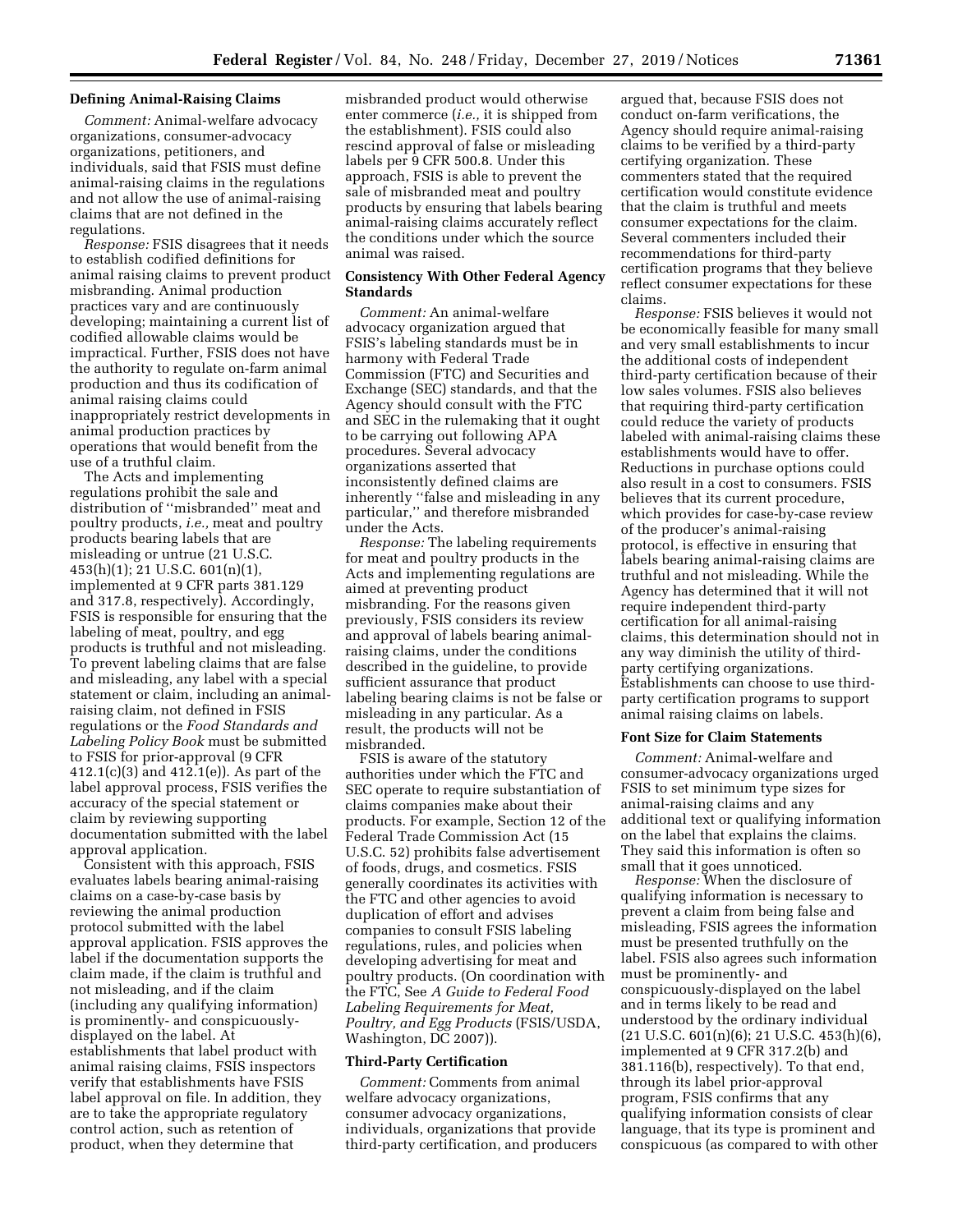### Defining Animal-Raising Claims

*Comment:* Animal-welfare advocacy organizations, consumer-advocacy organizations, petitioners, and individuals, said that FSIS must define animal-raising claims in the regulations and not allow the use of animal-raising claims that are not defined in the regulations.

*Response:* FSIS disagrees that it needs to establish codified definitions for animal raising claims to prevent product misbranding. Animal production practices vary and are continuously developing; maintaining a current list of codified allowable claims would be impractical. Further, FSIS does not have the authority to regulate on-farm animal production and thus its codification of animal raising claims could inappropriately restrict developments in animal production practices by operations that would benefit from the use of a truthful claim.

The Acts and implementing regulations prohibit the sale and distribution of ''misbranded'' meat and poultry products, *i.e.,* meat and poultry products bearing labels that are misleading or untrue (21 U.S.C. 453(h)(1); 21 U.S.C. 601(n)(1), implemented at 9 CFR parts 381.129 and 317.8, respectively). Accordingly, FSIS is responsible for ensuring that the labeling of meat, poultry, and egg products is truthful and not misleading. To prevent labeling claims that are false and misleading, any label with a special statement or claim, including an animal-raising claim, not defined in FSIS regulations or the *Food Standards and Labeling Policy Book* must be submitted to FSIS for prior-approval (9 CFR 412.1(c)(3) and 412.1(e)). As part of the label approval process, FSIS verifies the accuracy of the special statement or claim by reviewing supporting documentation submitted with the label approval application.

Consistent with this approach, FSIS evaluates labels bearing animal-raising claims on a case-by-case basis by reviewing the animal production protocol submitted with the label approval application. FSIS approves the label if the documentation supports the claim made, if the claim is truthful and not misleading, and if the claim (including any qualifying information) is prominently- and conspicuously-displayed on the label. At establishments that label product with animal raising claims, FSIS inspectors verify that establishments have FSIS label approval on file. In addition, they are to take the appropriate regulatory control action, such as retention of product, when they determine that misbranded product would otherwise enter commerce (*i.e.,* it is shipped from the establishment). FSIS could also rescind approval of false or misleading labels per 9 CFR 500.8. Under this approach, FSIS is able to prevent the sale of misbranded meat and poultry products by ensuring that labels bearing animal-raising claims accurately reflect the conditions under which the source animal was raised.

### Consistency With Other Federal Agency Standards

*Comment:* An animal-welfare advocacy organization argued that FSIS's labeling standards must be in harmony with Federal Trade Commission (FTC) and Securities and Exchange (SEC) standards, and that the Agency should consult with the FTC and SEC in the rulemaking that it ought to be carrying out following APA procedures. Several advocacy organizations asserted that inconsistently defined claims are inherently ''false and misleading in any particular,'' and therefore misbranded under the Acts.

*Response:* The labeling requirements for meat and poultry products in the Acts and implementing regulations are aimed at preventing product misbranding. For the reasons given previously, FSIS considers its review and approval of labels bearing animal-raising claims, under the conditions described in the guideline, to provide sufficient assurance that product labeling bearing claims is not be false or misleading in any particular. As a result, the products will not be misbranded.

FSIS is aware of the statutory authorities under which the FTC and SEC operate to require substantiation of claims companies make about their products. For example, Section 12 of the Federal Trade Commission Act (15 U.S.C. 52) prohibits false advertisement of foods, drugs, and cosmetics. FSIS generally coordinates its activities with the FTC and other agencies to avoid duplication of effort and advises companies to consult FSIS labeling regulations, rules, and policies when developing advertising for meat and poultry products. (On coordination with the FTC, See *A Guide to Federal Food Labeling Requirements for Meat, Poultry, and Egg Products* (FSIS/USDA, Washington, DC 2007)).

### Third-Party Certification

*Comment:* Comments from animal welfare advocacy organizations, consumer advocacy organizations, individuals, organizations that provide third-party certification, and producers argued that, because FSIS does not conduct on-farm verifications, the Agency should require animal-raising claims to be verified by a third-party certifying organization. These commenters stated that the required certification would constitute evidence that the claim is truthful and meets consumer expectations for the claim. Several commenters included their recommendations for third-party certification programs that they believe reflect consumer expectations for these claims.

*Response:* FSIS believes it would not be economically feasible for many small and very small establishments to incur the additional costs of independent third-party certification because of their low sales volumes. FSIS also believes that requiring third-party certification could reduce the variety of products labeled with animal-raising claims these establishments would have to offer. Reductions in purchase options could also result in a cost to consumers. FSIS believes that its current procedure, which provides for case-by-case review of the producer's animal-raising protocol, is effective in ensuring that labels bearing animal-raising claims are truthful and not misleading. While the Agency has determined that it will not require independent third-party certification for all animal-raising claims, this determination should not in any way diminish the utility of third-party certifying organizations. Establishments can choose to use third-party certification programs to support animal raising claims on labels.

### Font Size for Claim Statements

*Comment:* Animal-welfare and consumer-advocacy organizations urged FSIS to set minimum type sizes for animal-raising claims and any additional text or qualifying information on the label that explains the claims. They said this information is often so small that it goes unnoticed.

*Response:* When the disclosure of qualifying information is necessary to prevent a claim from being false and misleading, FSIS agrees the information must be presented truthfully on the label. FSIS also agrees such information must be prominently- and conspicuously-displayed on the label and in terms likely to be read and understood by the ordinary individual (21 U.S.C. 601(n)(6); 21 U.S.C. 453(h)(6), implemented at 9 CFR 317.2(b) and 381.116(b), respectively). To that end, through its label prior-approval program, FSIS confirms that any qualifying information consists of clear language, that its type is prominent and conspicuous (as compared to with other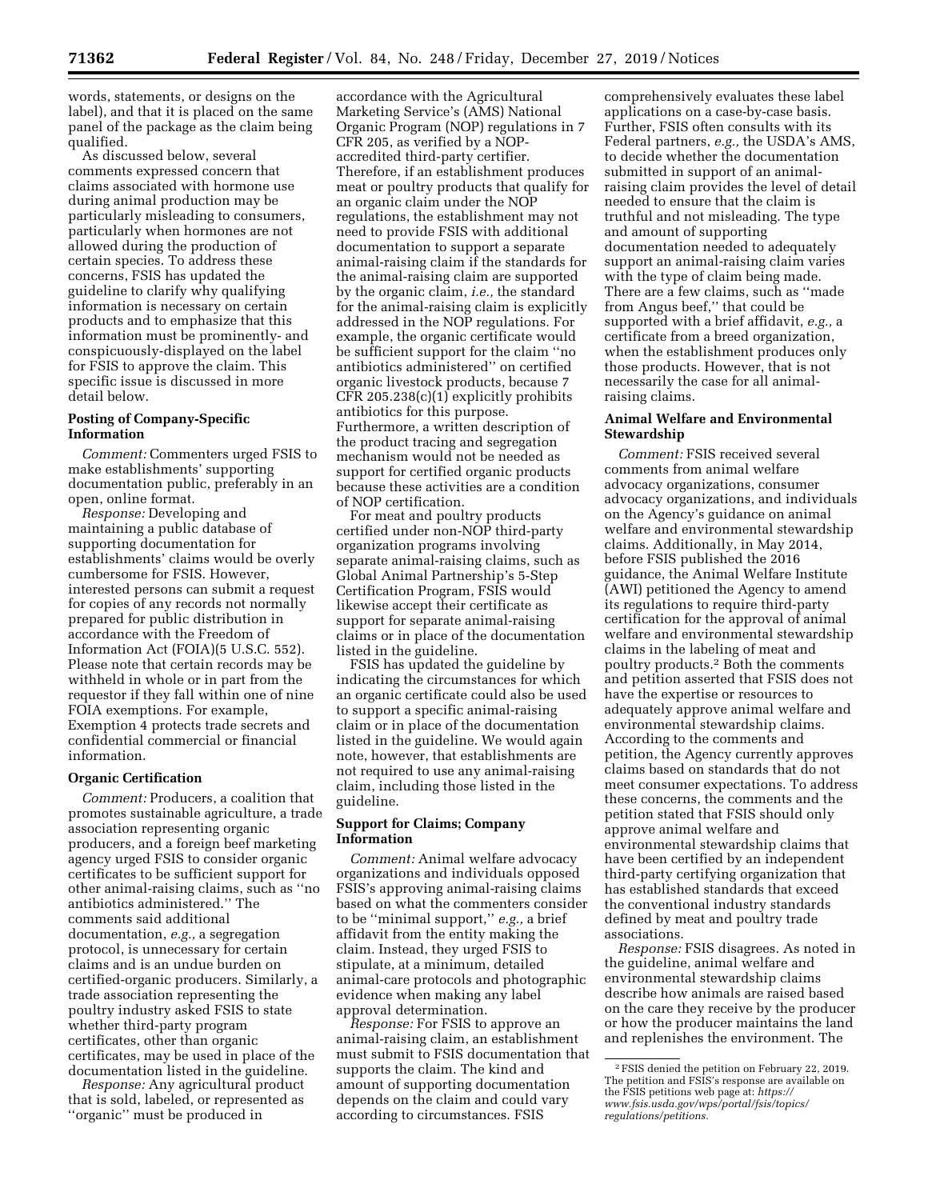words, statements, or designs on the label), and that it is placed on the same panel of the package as the claim being qualified.

As discussed below, several comments expressed concern that claims associated with hormone use during animal production may be particularly misleading to consumers, particularly when hormones are not allowed during the production of certain species. To address these concerns, FSIS has updated the guideline to clarify why qualifying information is necessary on certain products and to emphasize that this information must be prominently- and conspicuously-displayed on the label for FSIS to approve the claim. This specific issue is discussed in more detail below.

**Posting of Company-Specific Information**

*Comment:* Commenters urged FSIS to make establishments' supporting documentation public, preferably in an open, online format.

*Response:* Developing and maintaining a public database of supporting documentation for establishments' claims would be overly cumbersome for FSIS. However, interested persons can submit a request for copies of any records not normally prepared for public distribution in accordance with the Freedom of Information Act (FOIA)(5 U.S.C. 552). Please note that certain records may be withheld in whole or in part from the requestor if they fall within one of nine FOIA exemptions. For example, Exemption 4 protects trade secrets and confidential commercial or financial information.

**Organic Certification**

*Comment:* Producers, a coalition that promotes sustainable agriculture, a trade association representing organic producers, and a foreign beef marketing agency urged FSIS to consider organic certificates to be sufficient support for other animal-raising claims, such as ''no antibiotics administered.'' The comments said additional documentation, *e.g.,* a segregation protocol, is unnecessary for certain claims and is an undue burden on certified-organic producers. Similarly, a trade association representing the poultry industry asked FSIS to state whether third-party program certificates, other than organic certificates, may be used in place of the documentation listed in the guideline.

*Response:* Any agricultural product that is sold, labeled, or represented as ''organic'' must be produced in accordance with the Agricultural Marketing Service's (AMS) National Organic Program (NOP) regulations in 7 CFR 205, as verified by a NOP-accredited third-party certifier. Therefore, if an establishment produces meat or poultry products that qualify for an organic claim under the NOP regulations, the establishment may not need to provide FSIS with additional documentation to support a separate animal-raising claim if the standards for the animal-raising claim are supported by the organic claim, *i.e.,* the standard for the animal-raising claim is explicitly addressed in the NOP regulations. For example, the organic certificate would be sufficient support for the claim ''no antibiotics administered'' on certified organic livestock products, because 7 CFR 205.238(c)(1) explicitly prohibits antibiotics for this purpose. Furthermore, a written description of the product tracing and segregation mechanism would not be needed as support for certified organic products because these activities are a condition of NOP certification.

For meat and poultry products certified under non-NOP third-party organization programs involving separate animal-raising claims, such as Global Animal Partnership's 5-Step Certification Program, FSIS would likewise accept their certificate as support for separate animal-raising claims or in place of the documentation listed in the guideline.

FSIS has updated the guideline by indicating the circumstances for which an organic certificate could also be used to support a specific animal-raising claim or in place of the documentation listed in the guideline. We would again note, however, that establishments are not required to use any animal-raising claim, including those listed in the guideline.

**Support for Claims; Company Information**

*Comment:* Animal welfare advocacy organizations and individuals opposed FSIS's approving animal-raising claims based on what the commenters consider to be ''minimal support,'' *e.g.,* a brief affidavit from the entity making the claim. Instead, they urged FSIS to stipulate, at a minimum, detailed animal-care protocols and photographic evidence when making any label approval determination.

*Response:* For FSIS to approve an animal-raising claim, an establishment must submit to FSIS documentation that supports the claim. The kind and amount of supporting documentation depends on the claim and could vary according to circumstances. FSIS comprehensively evaluates these label applications on a case-by-case basis. Further, FSIS often consults with its Federal partners, *e.g.,* the USDA's AMS, to decide whether the documentation submitted in support of an animal-raising claim provides the level of detail needed to ensure that the claim is truthful and not misleading. The type and amount of supporting documentation needed to adequately support an animal-raising claim varies with the type of claim being made. There are a few claims, such as ''made from Angus beef,'' that could be supported with a brief affidavit, *e.g.,* a certificate from a breed organization, when the establishment produces only those products. However, that is not necessarily the case for all animal-raising claims.

**Animal Welfare and Environmental Stewardship**

*Comment:* FSIS received several comments from animal welfare advocacy organizations, consumer advocacy organizations, and individuals on the Agency's guidance on animal welfare and environmental stewardship claims. Additionally, in May 2014, before FSIS published the 2016 guidance, the Animal Welfare Institute (AWI) petitioned the Agency to amend its regulations to require third-party certification for the approval of animal welfare and environmental stewardship claims in the labeling of meat and poultry products.[2] Both the comments and petition asserted that FSIS does not have the expertise or resources to adequately approve animal welfare and environmental stewardship claims. According to the comments and petition, the Agency currently approves claims based on standards that do not meet consumer expectations. To address these concerns, the comments and the petition stated that FSIS should only approve animal welfare and environmental stewardship claims that have been certified by an independent third-party certifying organization that has established standards that exceed the conventional industry standards defined by meat and poultry trade associations.

*Response:* FSIS disagrees. As noted in the guideline, animal welfare and environmental stewardship claims describe how animals are raised based on the care they receive by the producer or how the producer maintains the land and replenishes the environment. The

[2] FSIS denied the petition on February 22, 2019. The petition and FSIS's response are available on the FSIS petitions web page at: *https://www.fsis.usda.gov/wps/portal/fsis/topics/regulations/petitions.*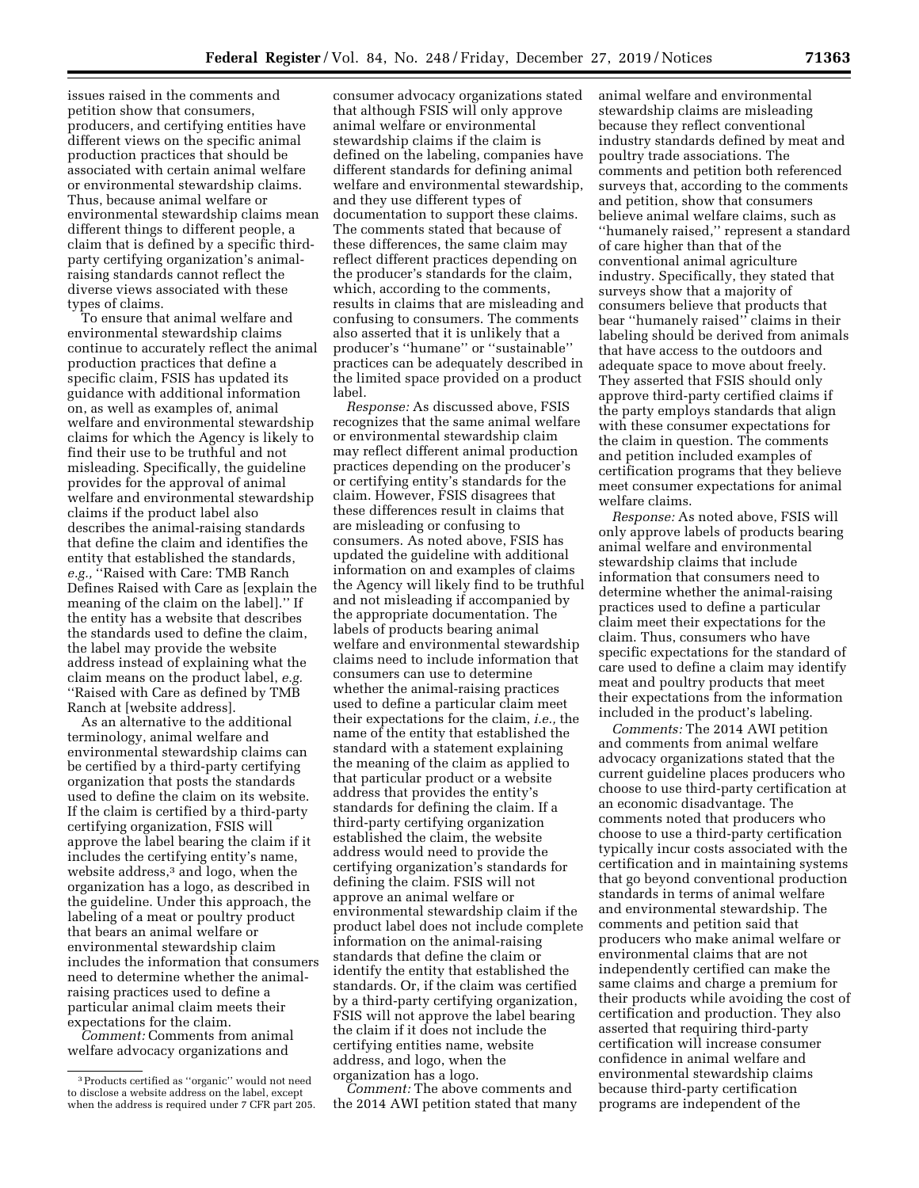issues raised in the comments and petition show that consumers, producers, and certifying entities have different views on the specific animal production practices that should be associated with certain animal welfare or environmental stewardship claims. Thus, because animal welfare or environmental stewardship claims mean different things to different people, a claim that is defined by a specific third-party certifying organization's animal-raising standards cannot reflect the diverse views associated with these types of claims.

To ensure that animal welfare and environmental stewardship claims continue to accurately reflect the animal production practices that define a specific claim, FSIS has updated its guidance with additional information on, as well as examples of, animal welfare and environmental stewardship claims for which the Agency is likely to find their use to be truthful and not misleading. Specifically, the guideline provides for the approval of animal welfare and environmental stewardship claims if the product label also describes the animal-raising standards that define the claim and identifies the entity that established the standards, *e.g.,* ''Raised with Care: TMB Ranch Defines Raised with Care as [explain the meaning of the claim on the label].'' If the entity has a website that describes the standards used to define the claim, the label may provide the website address instead of explaining what the claim means on the product label, *e.g.* ''Raised with Care as defined by TMB Ranch at [website address].

As an alternative to the additional terminology, animal welfare and environmental stewardship claims can be certified by a third-party certifying organization that posts the standards used to define the claim on its website. If the claim is certified by a third-party certifying organization, FSIS will approve the label bearing the claim if it includes the certifying entity's name, website address,[3] and logo, when the organization has a logo, as described in the guideline. Under this approach, the labeling of a meat or poultry product that bears an animal welfare or environmental stewardship claim includes the information that consumers need to determine whether the animal-raising practices used to define a particular animal claim meets their expectations for the claim.

*Comment:* Comments from animal welfare advocacy organizations and consumer advocacy organizations stated that although FSIS will only approve animal welfare or environmental stewardship claims if the claim is defined on the labeling, companies have different standards for defining animal welfare and environmental stewardship, and they use different types of documentation to support these claims. The comments stated that because of these differences, the same claim may reflect different practices depending on the producer's standards for the claim, which, according to the comments, results in claims that are misleading and confusing to consumers. The comments also asserted that it is unlikely that a producer's ''humane'' or ''sustainable'' practices can be adequately described in the limited space provided on a product label.

*Response:* As discussed above, FSIS recognizes that the same animal welfare or environmental stewardship claim may reflect different animal production practices depending on the producer's or certifying entity's standards for the claim. However, FSIS disagrees that these differences result in claims that are misleading or confusing to consumers. As noted above, FSIS has updated the guideline with additional information on and examples of claims the Agency will likely find to be truthful and not misleading if accompanied by the appropriate documentation. The labels of products bearing animal welfare and environmental stewardship claims need to include information that consumers can use to determine whether the animal-raising practices used to define a particular claim meet their expectations for the claim, *i.e.,* the name of the entity that established the standard with a statement explaining the meaning of the claim as applied to that particular product or a website address that provides the entity's standards for defining the claim. If a third-party certifying organization established the claim, the website address would need to provide the certifying organization's standards for defining the claim. FSIS will not approve an animal welfare or environmental stewardship claim if the product label does not include complete information on the animal-raising standards that define the claim or identify the entity that established the standards. Or, if the claim was certified by a third-party certifying organization, FSIS will not approve the label bearing the claim if it does not include the certifying entities name, website address, and logo, when the organization has a logo.

*Comment:* The above comments and the 2014 AWI petition stated that many animal welfare and environmental stewardship claims are misleading because they reflect conventional industry standards defined by meat and poultry trade associations. The comments and petition both referenced surveys that, according to the comments and petition, show that consumers believe animal welfare claims, such as ''humanely raised,'' represent a standard of care higher than that of the conventional animal agriculture industry. Specifically, they stated that surveys show that a majority of consumers believe that products that bear ''humanely raised'' claims in their labeling should be derived from animals that have access to the outdoors and adequate space to move about freely. They asserted that FSIS should only approve third-party certified claims if the party employs standards that align with these consumer expectations for the claim in question. The comments and petition included examples of certification programs that they believe meet consumer expectations for animal welfare claims.

*Response:* As noted above, FSIS will only approve labels of products bearing animal welfare and environmental stewardship claims that include information that consumers need to determine whether the animal-raising practices used to define a particular claim meet their expectations for the claim. Thus, consumers who have specific expectations for the standard of care used to define a claim may identify meat and poultry products that meet their expectations from the information included in the product's labeling.

*Comments:* The 2014 AWI petition and comments from animal welfare advocacy organizations stated that the current guideline places producers who choose to use third-party certification at an economic disadvantage. The comments noted that producers who choose to use a third-party certification typically incur costs associated with the certification and in maintaining systems that go beyond conventional production standards in terms of animal welfare and environmental stewardship. The comments and petition said that producers who make animal welfare or environmental claims that are not independently certified can make the same claims and charge a premium for their products while avoiding the cost of certification and production. They also asserted that requiring third-party certification will increase consumer confidence in animal welfare and environmental stewardship claims because third-party certification programs are independent of the

---

[3] Products certified as ''organic'' would not need to disclose a website address on the label, except when the address is required under 7 CFR part 205.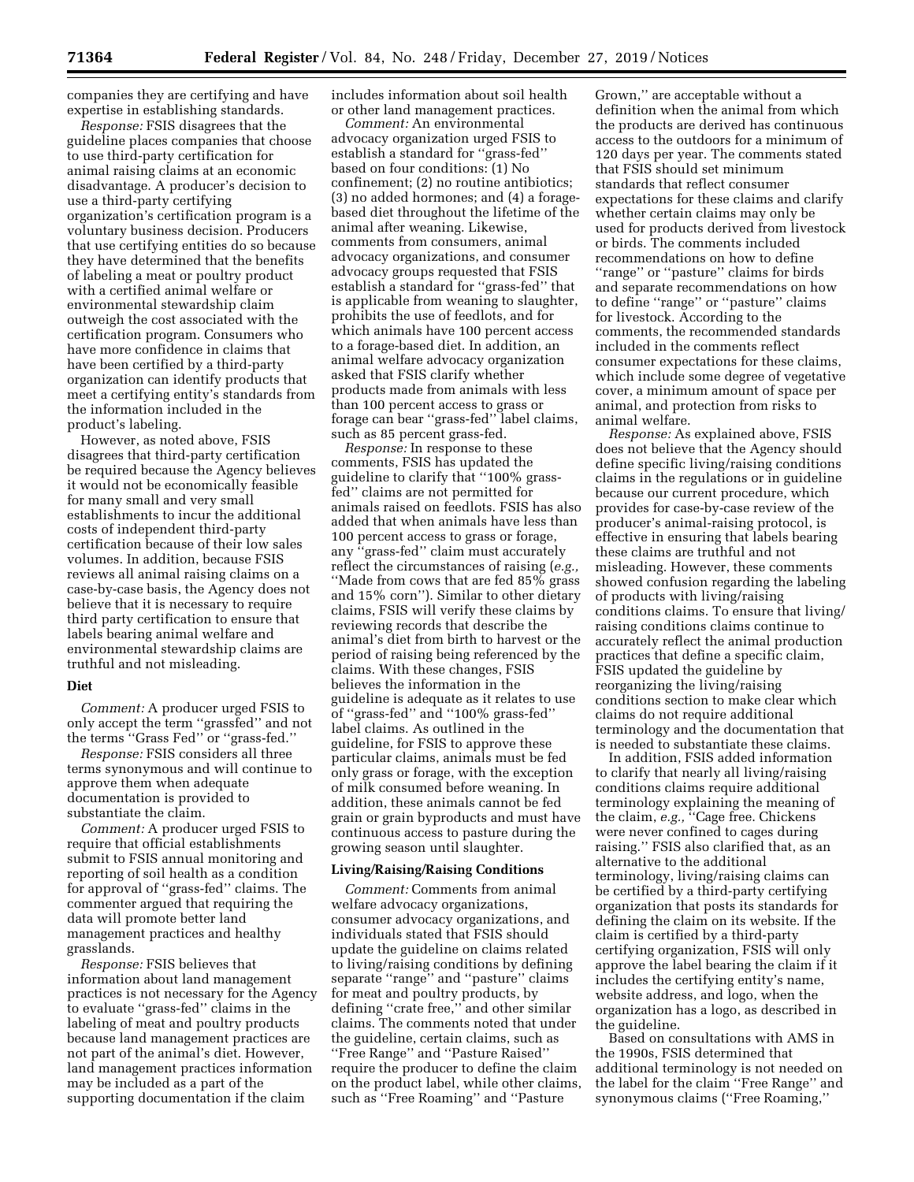companies they are certifying and have expertise in establishing standards.

*Response:* FSIS disagrees that the guideline places companies that choose to use third-party certification for animal raising claims at an economic disadvantage. A producer's decision to use a third-party certifying organization's certification program is a voluntary business decision. Producers that use certifying entities do so because they have determined that the benefits of labeling a meat or poultry product with a certified animal welfare or environmental stewardship claim outweigh the cost associated with the certification program. Consumers who have more confidence in claims that have been certified by a third-party organization can identify products that meet a certifying entity's standards from the information included in the product's labeling.

However, as noted above, FSIS disagrees that third-party certification be required because the Agency believes it would not be economically feasible for many small and very small establishments to incur the additional costs of independent third-party certification because of their low sales volumes. In addition, because FSIS reviews all animal raising claims on a case-by-case basis, the Agency does not believe that it is necessary to require third party certification to ensure that labels bearing animal welfare and environmental stewardship claims are truthful and not misleading.

## Diet

*Comment:* A producer urged FSIS to only accept the term ''grassfed'' and not the terms ''Grass Fed'' or ''grass-fed.''

*Response:* FSIS considers all three terms synonymous and will continue to approve them when adequate documentation is provided to substantiate the claim.

*Comment:* A producer urged FSIS to require that official establishments submit to FSIS annual monitoring and reporting of soil health as a condition for approval of ''grass-fed'' claims. The commenter argued that requiring the data will promote better land management practices and healthy grasslands.

*Response:* FSIS believes that information about land management practices is not necessary for the Agency to evaluate ''grass-fed'' claims in the labeling of meat and poultry products because land management practices are not part of the animal's diet. However, land management practices information may be included as a part of the supporting documentation if the claim includes information about soil health or other land management practices.

*Comment:* An environmental advocacy organization urged FSIS to establish a standard for ''grass-fed'' based on four conditions: (1) No confinement; (2) no routine antibiotics; (3) no added hormones; and (4) a forage-based diet throughout the lifetime of the animal after weaning. Likewise, comments from consumers, animal advocacy organizations, and consumer advocacy groups requested that FSIS establish a standard for ''grass-fed'' that is applicable from weaning to slaughter, prohibits the use of feedlots, and for which animals have 100 percent access to a forage-based diet. In addition, an animal welfare advocacy organization asked that FSIS clarify whether products made from animals with less than 100 percent access to grass or forage can bear ''grass-fed'' label claims, such as 85 percent grass-fed.

*Response:* In response to these comments, FSIS has updated the guideline to clarify that ''100% grass-fed'' claims are not permitted for animals raised on feedlots. FSIS has also added that when animals have less than 100 percent access to grass or forage, any ''grass-fed'' claim must accurately reflect the circumstances of raising (*e.g.,* ''Made from cows that are fed 85% grass and 15% corn''). Similar to other dietary claims, FSIS will verify these claims by reviewing records that describe the animal's diet from birth to harvest or the period of raising being referenced by the claims. With these changes, FSIS believes the information in the guideline is adequate as it relates to use of ''grass-fed'' and ''100% grass-fed'' label claims. As outlined in the guideline, for FSIS to approve these particular claims, animals must be fed only grass or forage, with the exception of milk consumed before weaning. In addition, these animals cannot be fed grain or grain byproducts and must have continuous access to pasture during the growing season until slaughter.

## Living/Raising/Raising Conditions

*Comment:* Comments from animal welfare advocacy organizations, consumer advocacy organizations, and individuals stated that FSIS should update the guideline on claims related to living/raising conditions by defining separate ''range'' and ''pasture'' claims for meat and poultry products, by defining ''crate free,'' and other similar claims. The comments noted that under the guideline, certain claims, such as ''Free Range'' and ''Pasture Raised'' require the producer to define the claim on the product label, while other claims, such as ''Free Roaming'' and ''Pasture Grown,'' are acceptable without a definition when the animal from which the products are derived has continuous access to the outdoors for a minimum of 120 days per year. The comments stated that FSIS should set minimum standards that reflect consumer expectations for these claims and clarify whether certain claims may only be used for products derived from livestock or birds. The comments included recommendations on how to define ''range'' or ''pasture'' claims for birds and separate recommendations on how to define ''range'' or ''pasture'' claims for livestock. According to the comments, the recommended standards included in the comments reflect consumer expectations for these claims, which include some degree of vegetative cover, a minimum amount of space per animal, and protection from risks to animal welfare.

*Response:* As explained above, FSIS does not believe that the Agency should define specific living/raising conditions claims in the regulations or in guideline because our current procedure, which provides for case-by-case review of the producer's animal-raising protocol, is effective in ensuring that labels bearing these claims are truthful and not misleading. However, these comments showed confusion regarding the labeling of products with living/raising conditions claims. To ensure that living/raising conditions claims continue to accurately reflect the animal production practices that define a specific claim, FSIS updated the guideline by reorganizing the living/raising conditions section to make clear which claims do not require additional terminology and the documentation that is needed to substantiate these claims.

In addition, FSIS added information to clarify that nearly all living/raising conditions claims require additional terminology explaining the meaning of the claim, *e.g.,* ''Cage free. Chickens were never confined to cages during raising.'' FSIS also clarified that, as an alternative to the additional terminology, living/raising claims can be certified by a third-party certifying organization that posts its standards for defining the claim on its website. If the claim is certified by a third-party certifying organization, FSIS will only approve the label bearing the claim if it includes the certifying entity's name, website address, and logo, when the organization has a logo, as described in the guideline.

Based on consultations with AMS in the 1990s, FSIS determined that additional terminology is not needed on the label for the claim ''Free Range'' and synonymous claims (''Free Roaming,''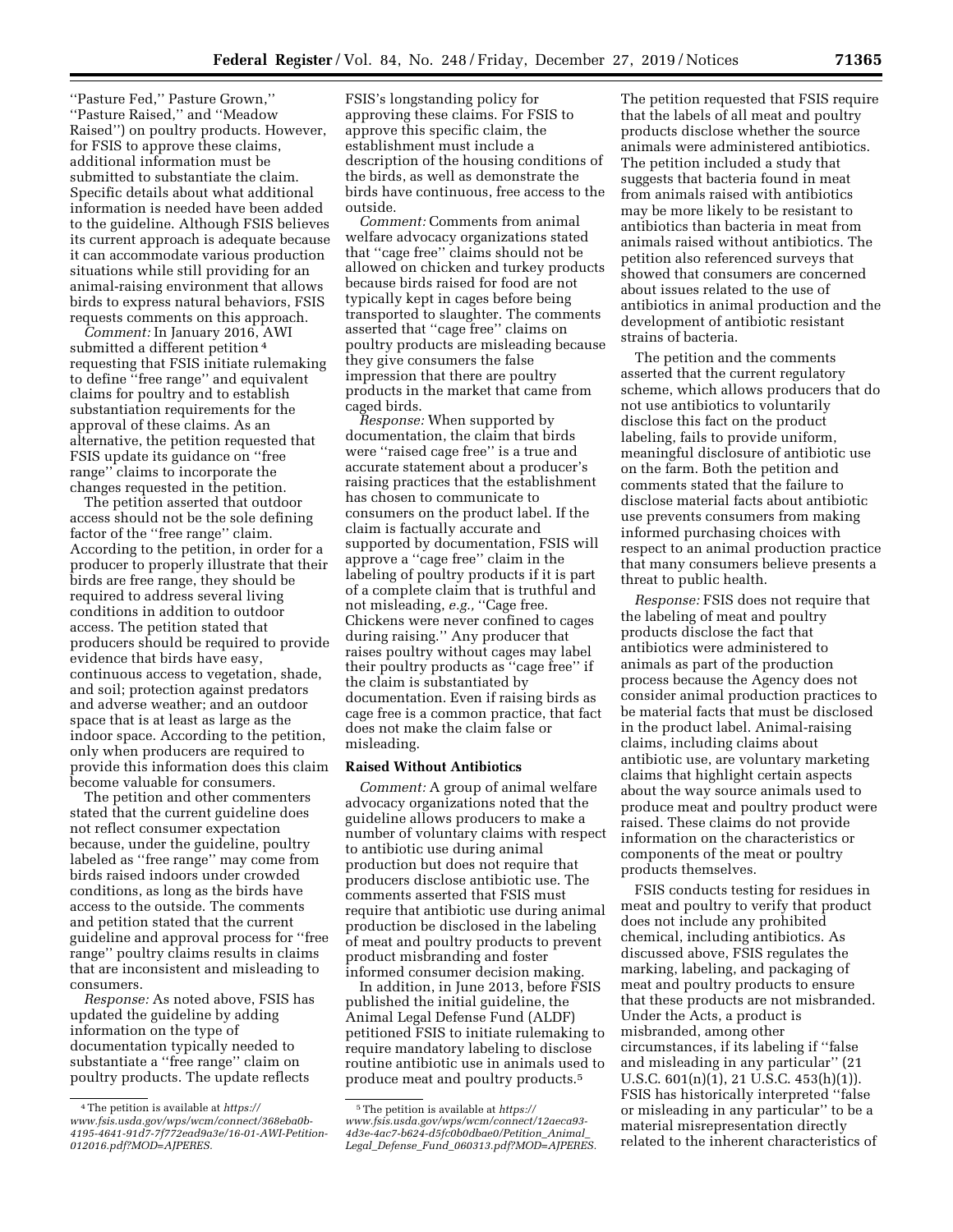''Pasture Fed,'' Pasture Grown,'' ''Pasture Raised,'' and ''Meadow Raised'') on poultry products. However, for FSIS to approve these claims, additional information must be submitted to substantiate the claim. Specific details about what additional information is needed have been added to the guideline. Although FSIS believes its current approach is adequate because it can accommodate various production situations while still providing for an animal-raising environment that allows birds to express natural behaviors, FSIS requests comments on this approach.

*Comment:* In January 2016, AWI submitted a different petition [4] requesting that FSIS initiate rulemaking to define ''free range'' and equivalent claims for poultry and to establish substantiation requirements for the approval of these claims. As an alternative, the petition requested that FSIS update its guidance on ''free range'' claims to incorporate the changes requested in the petition.

The petition asserted that outdoor access should not be the sole defining factor of the ''free range'' claim. According to the petition, in order for a producer to properly illustrate that their birds are free range, they should be required to address several living conditions in addition to outdoor access. The petition stated that producers should be required to provide evidence that birds have easy, continuous access to vegetation, shade, and soil; protection against predators and adverse weather; and an outdoor space that is at least as large as the indoor space. According to the petition, only when producers are required to provide this information does this claim become valuable for consumers.

The petition and other commenters stated that the current guideline does not reflect consumer expectation because, under the guideline, poultry labeled as ''free range'' may come from birds raised indoors under crowded conditions, as long as the birds have access to the outside. The comments and petition stated that the current guideline and approval process for ''free range'' poultry claims results in claims that are inconsistent and misleading to consumers.

*Response:* As noted above, FSIS has updated the guideline by adding information on the type of documentation typically needed to substantiate a ''free range'' claim on poultry products. The update reflects FSIS's longstanding policy for approving these claims. For FSIS to approve this specific claim, the establishment must include a description of the housing conditions of the birds, as well as demonstrate the birds have continuous, free access to the outside.

*Comment:* Comments from animal welfare advocacy organizations stated that ''cage free'' claims should not be allowed on chicken and turkey products because birds raised for food are not typically kept in cages before being transported to slaughter. The comments asserted that ''cage free'' claims on poultry products are misleading because they give consumers the false impression that there are poultry products in the market that came from caged birds.

*Response:* When supported by documentation, the claim that birds were ''raised cage free'' is a true and accurate statement about a producer's raising practices that the establishment has chosen to communicate to consumers on the product label. If the claim is factually accurate and supported by documentation, FSIS will approve a ''cage free'' claim in the labeling of poultry products if it is part of a complete claim that is truthful and not misleading, *e.g.,* ''Cage free. Chickens were never confined to cages during raising.'' Any producer that raises poultry without cages may label their poultry products as ''cage free'' if the claim is substantiated by documentation. Even if raising birds as cage free is a common practice, that fact does not make the claim false or misleading.

**Raised Without Antibiotics**

*Comment:* A group of animal welfare advocacy organizations noted that the guideline allows producers to make a number of voluntary claims with respect to antibiotic use during animal production but does not require that producers disclose antibiotic use. The comments asserted that FSIS must require that antibiotic use during animal production be disclosed in the labeling of meat and poultry products to prevent product misbranding and foster informed consumer decision making.

In addition, in June 2013, before FSIS published the initial guideline, the Animal Legal Defense Fund (ALDF) petitioned FSIS to initiate rulemaking to require mandatory labeling to disclose routine antibiotic use in animals used to produce meat and poultry products.[5]

The petition requested that FSIS require that the labels of all meat and poultry products disclose whether the source animals were administered antibiotics. The petition included a study that suggests that bacteria found in meat from animals raised with antibiotics may be more likely to be resistant to antibiotics than bacteria in meat from animals raised without antibiotics. The petition also referenced surveys that showed that consumers are concerned about issues related to the use of antibiotics in animal production and the development of antibiotic resistant strains of bacteria.

The petition and the comments asserted that the current regulatory scheme, which allows producers that do not use antibiotics to voluntarily disclose this fact on the product labeling, fails to provide uniform, meaningful disclosure of antibiotic use on the farm. Both the petition and comments stated that the failure to disclose material facts about antibiotic use prevents consumers from making informed purchasing choices with respect to an animal production practice that many consumers believe presents a threat to public health.

*Response:* FSIS does not require that the labeling of meat and poultry products disclose the fact that antibiotics were administered to animals as part of the production process because the Agency does not consider animal production practices to be material facts that must be disclosed in the product label. Animal-raising claims, including claims about antibiotic use, are voluntary marketing claims that highlight certain aspects about the way source animals used to produce meat and poultry product were raised. These claims do not provide information on the characteristics or components of the meat or poultry products themselves.

FSIS conducts testing for residues in meat and poultry to verify that product does not include any prohibited chemical, including antibiotics. As discussed above, FSIS regulates the marking, labeling, and packaging of meat and poultry products to ensure that these products are not misbranded. Under the Acts, a product is misbranded, among other circumstances, if its labeling if ''false and misleading in any particular'' (21 U.S.C. 601(n)(1), 21 U.S.C. 453(h)(1)). FSIS has historically interpreted ''false or misleading in any particular'' to be a material misrepresentation directly related to the inherent characteristics of

---

[4] The petition is available at *https://www.fsis.usda.gov/wps/wcm/connect/368eba0b-4195-4641-91d7-7f772ead9a3e/16-01-AWI-Petition-012016.pdf?MOD=AJPERES.*

[5] The petition is available at *https://www.fsis.usda.gov/wps/wcm/connect/12aeca93-4d3e-4ac7-b624-d5fc0b0dbae0/Petition_Animal_Legal_Defense_Fund_060313.pdf?MOD=AJPERES.*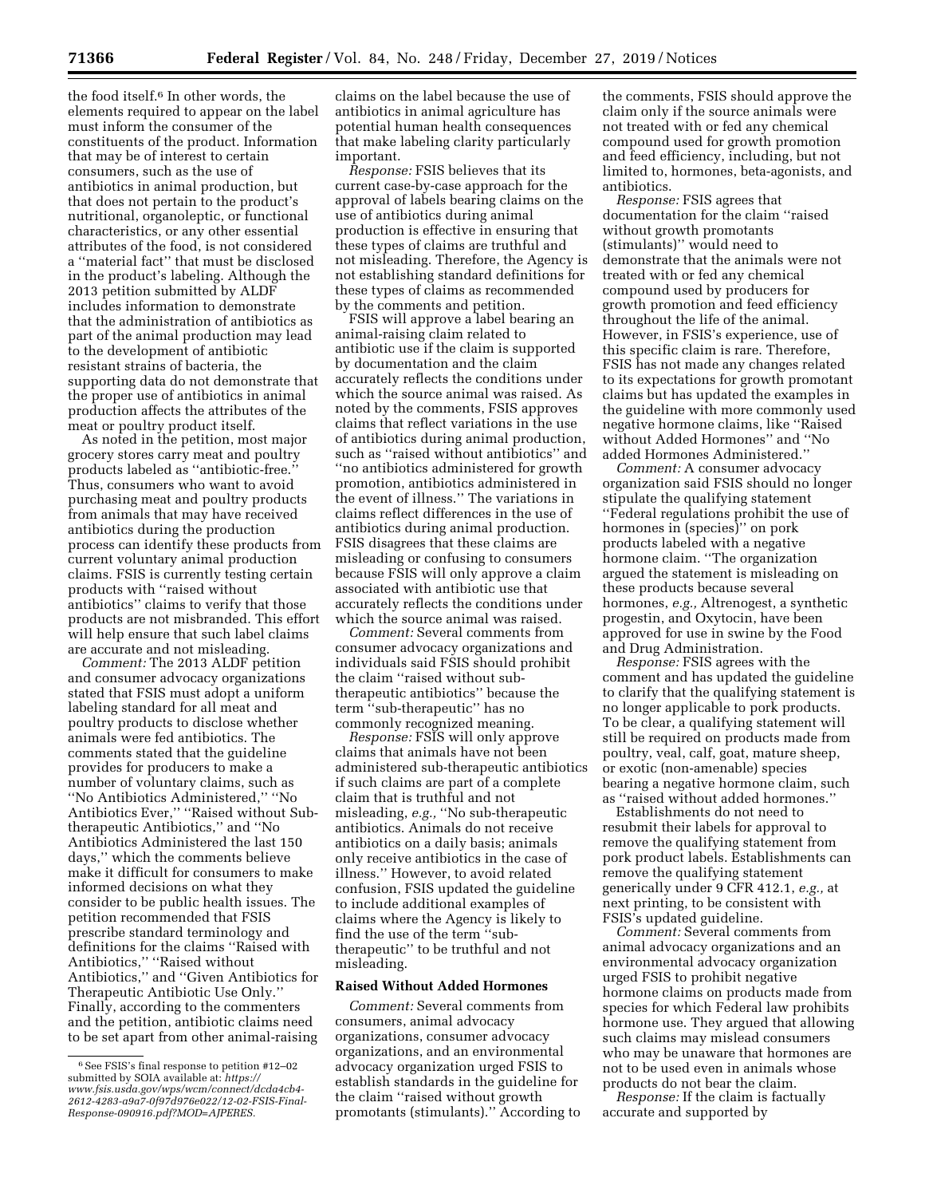the food itself.[6] In other words, the elements required to appear on the label must inform the consumer of the constituents of the product. Information that may be of interest to certain consumers, such as the use of antibiotics in animal production, but that does not pertain to the product's nutritional, organoleptic, or functional characteristics, or any other essential attributes of the food, is not considered a ''material fact'' that must be disclosed in the product's labeling. Although the 2013 petition submitted by ALDF includes information to demonstrate that the administration of antibiotics as part of the animal production may lead to the development of antibiotic resistant strains of bacteria, the supporting data do not demonstrate that the proper use of antibiotics in animal production affects the attributes of the meat or poultry product itself.

As noted in the petition, most major grocery stores carry meat and poultry products labeled as ''antibiotic-free.'' Thus, consumers who want to avoid purchasing meat and poultry products from animals that may have received antibiotics during the production process can identify these products from current voluntary animal production claims. FSIS is currently testing certain products with ''raised without antibiotics'' claims to verify that those products are not misbranded. This effort will help ensure that such label claims are accurate and not misleading.

*Comment:* The 2013 ALDF petition and consumer advocacy organizations stated that FSIS must adopt a uniform labeling standard for all meat and poultry products to disclose whether animals were fed antibiotics. The comments stated that the guideline provides for producers to make a number of voluntary claims, such as ''No Antibiotics Administered,'' ''No Antibiotics Ever,'' ''Raised without Sub-therapeutic Antibiotics,'' and ''No Antibiotics Administered the last 150 days,'' which the comments believe make it difficult for consumers to make informed decisions on what they consider to be public health issues. The petition recommended that FSIS prescribe standard terminology and definitions for the claims ''Raised with Antibiotics,'' ''Raised without Antibiotics,'' and ''Given Antibiotics for Therapeutic Antibiotic Use Only.'' Finally, according to the commenters and the petition, antibiotic claims need to be set apart from other animal-raising claims on the label because the use of antibiotics in animal agriculture has potential human health consequences that make labeling clarity particularly important.

*Response:* FSIS believes that its current case-by-case approach for the approval of labels bearing claims on the use of antibiotics during animal production is effective in ensuring that these types of claims are truthful and not misleading. Therefore, the Agency is not establishing standard definitions for these types of claims as recommended by the comments and petition.

FSIS will approve a label bearing an animal-raising claim related to antibiotic use if the claim is supported by documentation and the claim accurately reflects the conditions under which the source animal was raised. As noted by the comments, FSIS approves claims that reflect variations in the use of antibiotics during animal production, such as ''raised without antibiotics'' and ''no antibiotics administered for growth promotion, antibiotics administered in the event of illness.'' The variations in claims reflect differences in the use of antibiotics during animal production. FSIS disagrees that these claims are misleading or confusing to consumers because FSIS will only approve a claim associated with antibiotic use that accurately reflects the conditions under which the source animal was raised.

*Comment:* Several comments from consumer advocacy organizations and individuals said FSIS should prohibit the claim ''raised without sub-therapeutic antibiotics'' because the term ''sub-therapeutic'' has no commonly recognized meaning.

*Response:* FSIS will only approve claims that animals have not been administered sub-therapeutic antibiotics if such claims are part of a complete claim that is truthful and not misleading, *e.g.,* ''No sub-therapeutic antibiotics. Animals do not receive antibiotics on a daily basis; animals only receive antibiotics in the case of illness.'' However, to avoid related confusion, FSIS updated the guideline to include additional examples of claims where the Agency is likely to find the use of the term ''sub-therapeutic'' to be truthful and not misleading.

## Raised Without Added Hormones

*Comment:* Several comments from consumers, animal advocacy organizations, consumer advocacy organizations, and an environmental advocacy organization urged FSIS to establish standards in the guideline for the claim ''raised without growth promotants (stimulants).'' According to the comments, FSIS should approve the claim only if the source animals were not treated with or fed any chemical compound used for growth promotion and feed efficiency, including, but not limited to, hormones, beta-agonists, and antibiotics.

*Response:* FSIS agrees that documentation for the claim ''raised without growth promotants (stimulants)'' would need to demonstrate that the animals were not treated with or fed any chemical compound used by producers for growth promotion and feed efficiency throughout the life of the animal. However, in FSIS's experience, use of this specific claim is rare. Therefore, FSIS has not made any changes related to its expectations for growth promotant claims but has updated the examples in the guideline with more commonly used negative hormone claims, like ''Raised without Added Hormones'' and ''No added Hormones Administered.''

*Comment:* A consumer advocacy organization said FSIS should no longer stipulate the qualifying statement ''Federal regulations prohibit the use of hormones in (species)'' on pork products labeled with a negative hormone claim. ''The organization argued the statement is misleading on these products because several hormones, *e.g.,* Altrenogest, a synthetic progestin, and Oxytocin, have been approved for use in swine by the Food and Drug Administration.

*Response:* FSIS agrees with the comment and has updated the guideline to clarify that the qualifying statement is no longer applicable to pork products. To be clear, a qualifying statement will still be required on products made from poultry, veal, calf, goat, mature sheep, or exotic (non-amenable) species bearing a negative hormone claim, such as ''raised without added hormones.''

Establishments do not need to resubmit their labels for approval to remove the qualifying statement from pork product labels. Establishments can remove the qualifying statement generically under 9 CFR 412.1, *e.g.,* at next printing, to be consistent with FSIS's updated guideline.

*Comment:* Several comments from animal advocacy organizations and an environmental advocacy organization urged FSIS to prohibit negative hormone claims on products made from species for which Federal law prohibits hormone use. They argued that allowing such claims may mislead consumers who may be unaware that hormones are not to be used even in animals whose products do not bear the claim.

*Response:* If the claim is factually accurate and supported by

[6] See FSIS's final response to petition #12–02 submitted by SOIA available at: *https://www.fsis.usda.gov/wps/wcm/connect/dcda4cb4-2612-4283-a9a7-0f97d976e022/12-02-FSIS-Final-Response-090916.pdf?MOD=AJPERES.*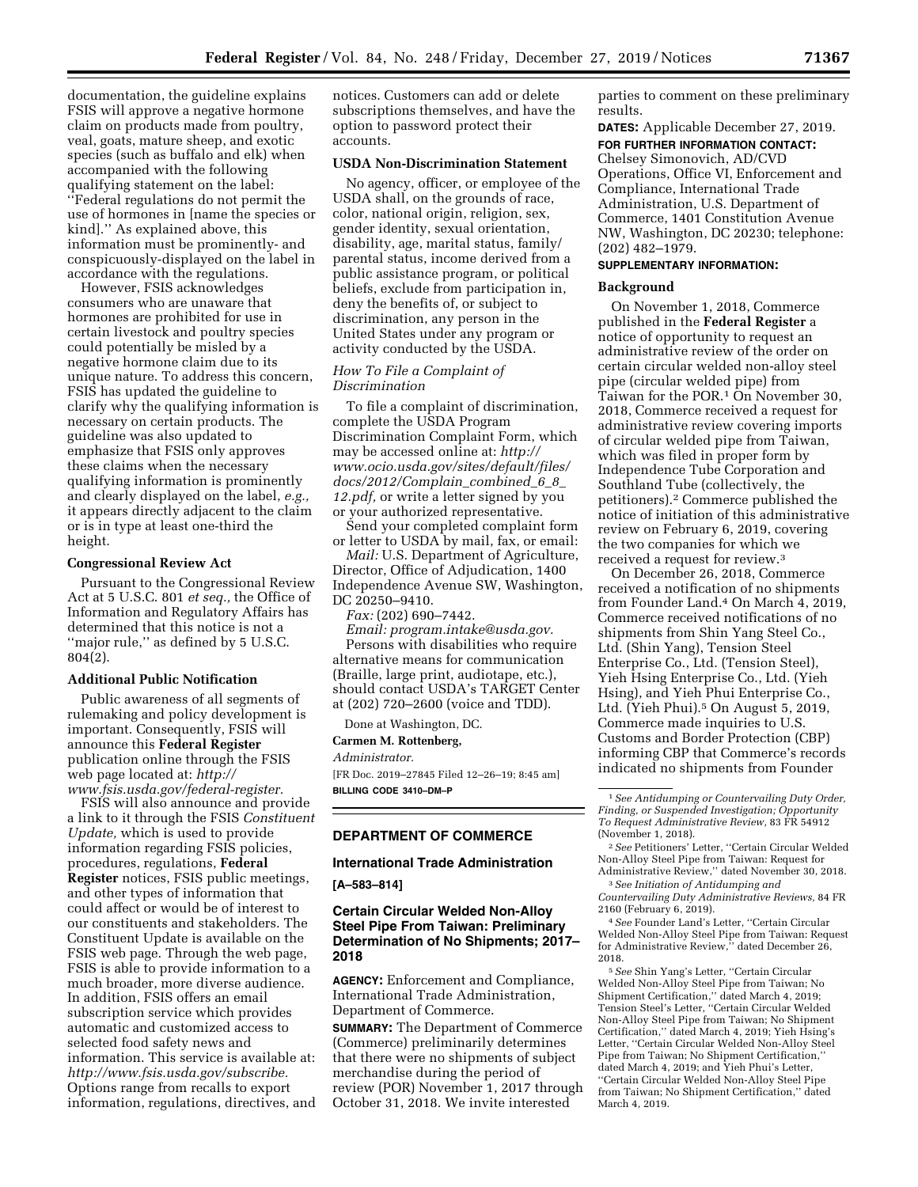documentation, the guideline explains FSIS will approve a negative hormone claim on products made from poultry, veal, goats, mature sheep, and exotic species (such as buffalo and elk) when accompanied with the following qualifying statement on the label: ''Federal regulations do not permit the use of hormones in [name the species or kind].'' As explained above, this information must be prominently- and conspicuously-displayed on the label in accordance with the regulations.

However, FSIS acknowledges consumers who are unaware that hormones are prohibited for use in certain livestock and poultry species could potentially be misled by a negative hormone claim due to its unique nature. To address this concern, FSIS has updated the guideline to clarify why the qualifying information is necessary on certain products. The guideline was also updated to emphasize that FSIS only approves these claims when the necessary qualifying information is prominently and clearly displayed on the label, *e.g.,* it appears directly adjacent to the claim or is in type at least one-third the height.

**Congressional Review Act**

Pursuant to the Congressional Review Act at 5 U.S.C. 801 *et seq.,* the Office of Information and Regulatory Affairs has determined that this notice is not a ''major rule,'' as defined by 5 U.S.C. 804(2).

**Additional Public Notification**

Public awareness of all segments of rulemaking and policy development is important. Consequently, FSIS will announce this **Federal Register** publication online through the FSIS web page located at: *http://www.fsis.usda.gov/federal-register*.

FSIS will also announce and provide a link to it through the FSIS *Constituent Update,* which is used to provide information regarding FSIS policies, procedures, regulations, **Federal Register** notices, FSIS public meetings, and other types of information that could affect or would be of interest to our constituents and stakeholders. The Constituent Update is available on the FSIS web page. Through the web page, FSIS is able to provide information to a much broader, more diverse audience. In addition, FSIS offers an email subscription service which provides automatic and customized access to selected food safety news and information. This service is available at: *http://www.fsis.usda.gov/subscribe.* Options range from recalls to export information, regulations, directives, and notices. Customers can add or delete subscriptions themselves, and have the option to password protect their accounts.

**USDA Non-Discrimination Statement**

No agency, officer, or employee of the USDA shall, on the grounds of race, color, national origin, religion, sex, gender identity, sexual orientation, disability, age, marital status, family/parental status, income derived from a public assistance program, or political beliefs, exclude from participation in, deny the benefits of, or subject to discrimination, any person in the United States under any program or activity conducted by the USDA.

*How To File a Complaint of Discrimination*

To file a complaint of discrimination, complete the USDA Program Discrimination Complaint Form, which may be accessed online at: *http://www.ocio.usda.gov/sites/default/files/docs/2012/Complain_combined_6_8_12.pdf,* or write a letter signed by you or your authorized representative.

Send your completed complaint form or letter to USDA by mail, fax, or email:

*Mail:* U.S. Department of Agriculture, Director, Office of Adjudication, 1400 Independence Avenue SW, Washington, DC 20250–9410.

*Fax:* (202) 690–7442.

*Email: program.intake@usda.gov.*

Persons with disabilities who require alternative means for communication (Braille, large print, audiotape, etc.), should contact USDA's TARGET Center at (202) 720–2600 (voice and TDD).

Done at Washington, DC.

**Carmen M. Rottenberg,**

*Administrator.*

[FR Doc. 2019–27845 Filed 12–26–19; 8:45 am]

**BILLING CODE 3410–DM–P**

## DEPARTMENT OF COMMERCE

### International Trade Administration

**[A–583–814]**

### Certain Circular Welded Non-Alloy Steel Pipe From Taiwan: Preliminary Determination of No Shipments; 2017–2018

**AGENCY:** Enforcement and Compliance, International Trade Administration, Department of Commerce.

**SUMMARY:** The Department of Commerce (Commerce) preliminarily determines that there were no shipments of subject merchandise during the period of review (POR) November 1, 2017 through October 31, 2018. We invite interested parties to comment on these preliminary results.

**DATES:** Applicable December 27, 2019.

**FOR FURTHER INFORMATION CONTACT:** Chelsey Simonovich, AD/CVD Operations, Office VI, Enforcement and Compliance, International Trade Administration, U.S. Department of Commerce, 1401 Constitution Avenue NW, Washington, DC 20230; telephone: (202) 482–1979.

**SUPPLEMENTARY INFORMATION:**

**Background**

On November 1, 2018, Commerce published in the **Federal Register** a notice of opportunity to request an administrative review of the order on certain circular welded non-alloy steel pipe (circular welded pipe) from Taiwan for the POR.[1] On November 30, 2018, Commerce received a request for administrative review covering imports of circular welded pipe from Taiwan, which was filed in proper form by Independence Tube Corporation and Southland Tube (collectively, the petitioners).[2] Commerce published the notice of initiation of this administrative review on February 6, 2019, covering the two companies for which we received a request for review.[3]

On December 26, 2018, Commerce received a notification of no shipments from Founder Land.[4] On March 4, 2019, Commerce received notifications of no shipments from Shin Yang Steel Co., Ltd. (Shin Yang), Tension Steel Enterprise Co., Ltd. (Tension Steel), Yieh Hsing Enterprise Co., Ltd. (Yieh Hsing), and Yieh Phui Enterprise Co., Ltd. (Yieh Phui).[5] On August 5, 2019, Commerce made inquiries to U.S. Customs and Border Protection (CBP) informing CBP that Commerce's records indicated no shipments from Founder

[1] *See Antidumping or Countervailing Duty Order, Finding, or Suspended Investigation; Opportunity To Request Administrative Review,* 83 FR 54912 (November 1, 2018).

[2] *See* Petitioners' Letter, ''Certain Circular Welded Non-Alloy Steel Pipe from Taiwan: Request for Administrative Review,'' dated November 30, 2018.

[3] *See Initiation of Antidumping and Countervailing Duty Administrative Reviews,* 84 FR 2160 (February 6, 2019).

[4] *See* Founder Land's Letter, ''Certain Circular Welded Non-Alloy Steel Pipe from Taiwan: Request for Administrative Review,'' dated December 26, 2018.

[5] *See* Shin Yang's Letter, ''Certain Circular Welded Non-Alloy Steel Pipe from Taiwan; No Shipment Certification,'' dated March 4, 2019; Tension Steel's Letter, ''Certain Circular Welded Non-Alloy Steel Pipe from Taiwan; No Shipment Certification,'' dated March 4, 2019; Yieh Hsing's Letter, ''Certain Circular Welded Non-Alloy Steel Pipe from Taiwan; No Shipment Certification,'' dated March 4, 2019; and Yieh Phui's Letter, ''Certain Circular Welded Non-Alloy Steel Pipe from Taiwan; No Shipment Certification,'' dated March 4, 2019.